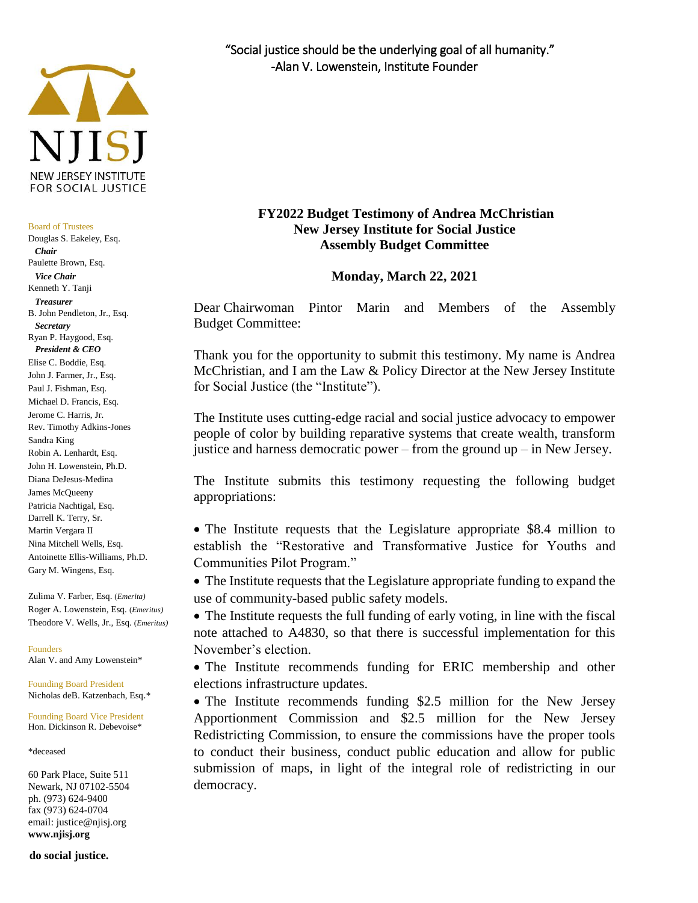"Social justice should be the underlying goal of all humanity."
-Alan V. Lowenstein, Institute Founder

NJISJ
NEW JERSEY INSTITUTE FOR SOCIAL JUSTICE

Board of Trustees
Douglas S. Eakeley, Esq.
*Chair*
Paulette Brown, Esq.
*Vice Chair*
Kenneth Y. Tanji
*Treasurer*
B. John Pendleton, Jr., Esq.
*Secretary*
Ryan P. Haygood, Esq.
*President & CEO*
Elise C. Boddie, Esq.
John J. Farmer, Jr., Esq.
Paul J. Fishman, Esq.
Michael D. Francis, Esq.
Jerome C. Harris, Jr.
Rev. Timothy Adkins-Jones
Sandra King
Robin A. Lenhardt, Esq.
John H. Lowenstein, Ph.D.
Diana DeJesus-Medina
James McQueeny
Patricia Nachtigal, Esq.
Darrell K. Terry, Sr.
Martin Vergara II
Nina Mitchell Wells, Esq.
Antoinette Ellis-Williams, Ph.D.
Gary M. Wingens, Esq.

Zulima V. Farber, Esq. (*Emerita*)
Roger A. Lowenstein, Esq. (*Emeritus*)
Theodore V. Wells, Jr., Esq. (*Emeritus*)

Founders
Alan V. and Amy Lowenstein*

Founding Board President
Nicholas deB. Katzenbach, Esq.*

Founding Board Vice President
Hon. Dickinson R. Debevoise*

*deceased

60 Park Place, Suite 511
Newark, NJ 07102-5504
ph. (973) 624-9400
fax (973) 624-0704
email: justice@njisj.org
**www.njisj.org**

**do social justice.**

**FY2022 Budget Testimony of Andrea McChristian**
**New Jersey Institute for Social Justice**
**Assembly Budget Committee**

**Monday, March 22, 2021**

Dear Chairwoman Pintor Marin and Members of the Assembly Budget Committee:

Thank you for the opportunity to submit this testimony. My name is Andrea McChristian, and I am the Law & Policy Director at the New Jersey Institute for Social Justice (the "Institute").

The Institute uses cutting-edge racial and social justice advocacy to empower people of color by building reparative systems that create wealth, transform justice and harness democratic power – from the ground up – in New Jersey.

The Institute submits this testimony requesting the following budget appropriations:

- The Institute requests that the Legislature appropriate $8.4 million to establish the "Restorative and Transformative Justice for Youths and Communities Pilot Program."
- The Institute requests that the Legislature appropriate funding to expand the use of community-based public safety models.
- The Institute requests the full funding of early voting, in line with the fiscal note attached to A4830, so that there is successful implementation for this November's election.
- The Institute recommends funding for ERIC membership and other elections infrastructure updates.
- The Institute recommends funding $2.5 million for the New Jersey Apportionment Commission and $2.5 million for the New Jersey Redistricting Commission, to ensure the commissions have the proper tools to conduct their business, conduct public education and allow for public submission of maps, in light of the integral role of redistricting in our democracy.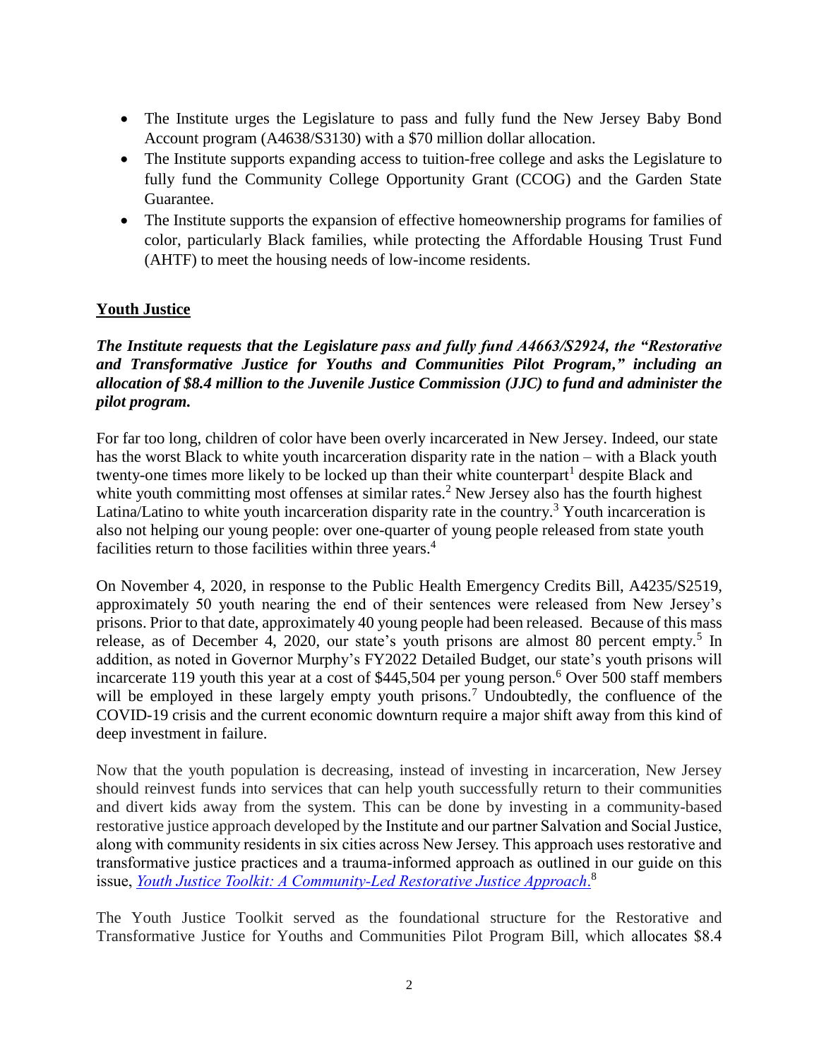- The Institute urges the Legislature to pass and fully fund the New Jersey Baby Bond Account program (A4638/S3130) with a $70 million dollar allocation.
- The Institute supports expanding access to tuition-free college and asks the Legislature to fully fund the Community College Opportunity Grant (CCOG) and the Garden State Guarantee.
- The Institute supports the expansion of effective homeownership programs for families of color, particularly Black families, while protecting the Affordable Housing Trust Fund (AHTF) to meet the housing needs of low-income residents.

## Youth Justice

***The Institute requests that the Legislature pass and fully fund A4663/S2924, the "Restorative and Transformative Justice for Youths and Communities Pilot Program," including an allocation of $8.4 million to the Juvenile Justice Commission (JJC) to fund and administer the pilot program.***

For far too long, children of color have been overly incarcerated in New Jersey. Indeed, our state has the worst Black to white youth incarceration disparity rate in the nation – with a Black youth twenty-one times more likely to be locked up than their white counterpart[1] despite Black and white youth committing most offenses at similar rates.[2] New Jersey also has the fourth highest Latina/Latino to white youth incarceration disparity rate in the country.[3] Youth incarceration is also not helping our young people: over one-quarter of young people released from state youth facilities return to those facilities within three years.[4]

On November 4, 2020, in response to the Public Health Emergency Credits Bill, A4235/S2519, approximately 50 youth nearing the end of their sentences were released from New Jersey's prisons. Prior to that date, approximately 40 young people had been released. Because of this mass release, as of December 4, 2020, our state's youth prisons are almost 80 percent empty.[5] In addition, as noted in Governor Murphy's FY2022 Detailed Budget, our state's youth prisons will incarcerate 119 youth this year at a cost of $445,504 per young person.[6] Over 500 staff members will be employed in these largely empty youth prisons.[7] Undoubtedly, the confluence of the COVID-19 crisis and the current economic downturn require a major shift away from this kind of deep investment in failure.

Now that the youth population is decreasing, instead of investing in incarceration, New Jersey should reinvest funds into services that can help youth successfully return to their communities and divert kids away from the system. This can be done by investing in a community-based restorative justice approach developed by the Institute and our partner Salvation and Social Justice, along with community residents in six cities across New Jersey. This approach uses restorative and transformative justice practices and a trauma-informed approach as outlined in our guide on this issue, *Youth Justice Toolkit: A Community-Led Restorative Justice Approach*.[8]

The Youth Justice Toolkit served as the foundational structure for the Restorative and Transformative Justice for Youths and Communities Pilot Program Bill, which allocates $8.4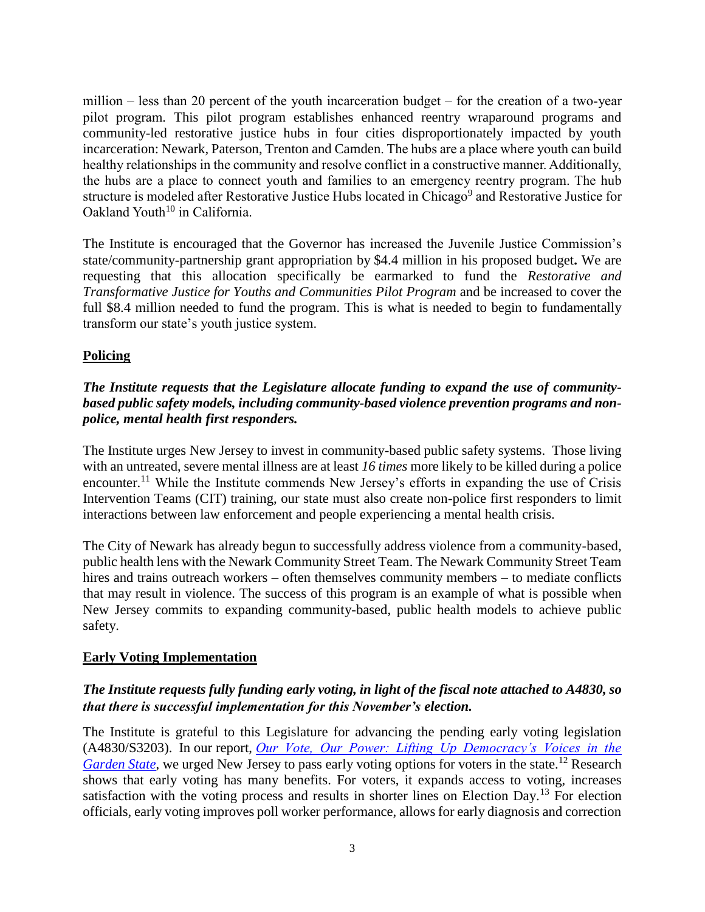million – less than 20 percent of the youth incarceration budget – for the creation of a two-year pilot program. This pilot program establishes enhanced reentry wraparound programs and community-led restorative justice hubs in four cities disproportionately impacted by youth incarceration: Newark, Paterson, Trenton and Camden. The hubs are a place where youth can build healthy relationships in the community and resolve conflict in a constructive manner. Additionally, the hubs are a place to connect youth and families to an emergency reentry program. The hub structure is modeled after Restorative Justice Hubs located in Chicago[9] and Restorative Justice for Oakland Youth[10] in California.

The Institute is encouraged that the Governor has increased the Juvenile Justice Commission's state/community-partnership grant appropriation by $4.4 million in his proposed budget**.** We are requesting that this allocation specifically be earmarked to fund the *Restorative and Transformative Justice for Youths and Communities Pilot Program* and be increased to cover the full $8.4 million needed to fund the program. This is what is needed to begin to fundamentally transform our state's youth justice system.

## Policing

***The Institute requests that the Legislature allocate funding to expand the use of community-based public safety models, including community-based violence prevention programs and non-police, mental health first responders.***

The Institute urges New Jersey to invest in community-based public safety systems. Those living with an untreated, severe mental illness are at least *16 times* more likely to be killed during a police encounter.[11] While the Institute commends New Jersey's efforts in expanding the use of Crisis Intervention Teams (CIT) training, our state must also create non-police first responders to limit interactions between law enforcement and people experiencing a mental health crisis.

The City of Newark has already begun to successfully address violence from a community-based, public health lens with the Newark Community Street Team. The Newark Community Street Team hires and trains outreach workers – often themselves community members – to mediate conflicts that may result in violence. The success of this program is an example of what is possible when New Jersey commits to expanding community-based, public health models to achieve public safety.

## Early Voting Implementation

***The Institute requests fully funding early voting, in light of the fiscal note attached to A4830, so that there is successful implementation for this November's election.***

The Institute is grateful to this Legislature for advancing the pending early voting legislation (A4830/S3203). In our report, *Our Vote, Our Power: Lifting Up Democracy's Voices in the Garden State*, we urged New Jersey to pass early voting options for voters in the state.[12] Research shows that early voting has many benefits. For voters, it expands access to voting, increases satisfaction with the voting process and results in shorter lines on Election Day.[13] For election officials, early voting improves poll worker performance, allows for early diagnosis and correction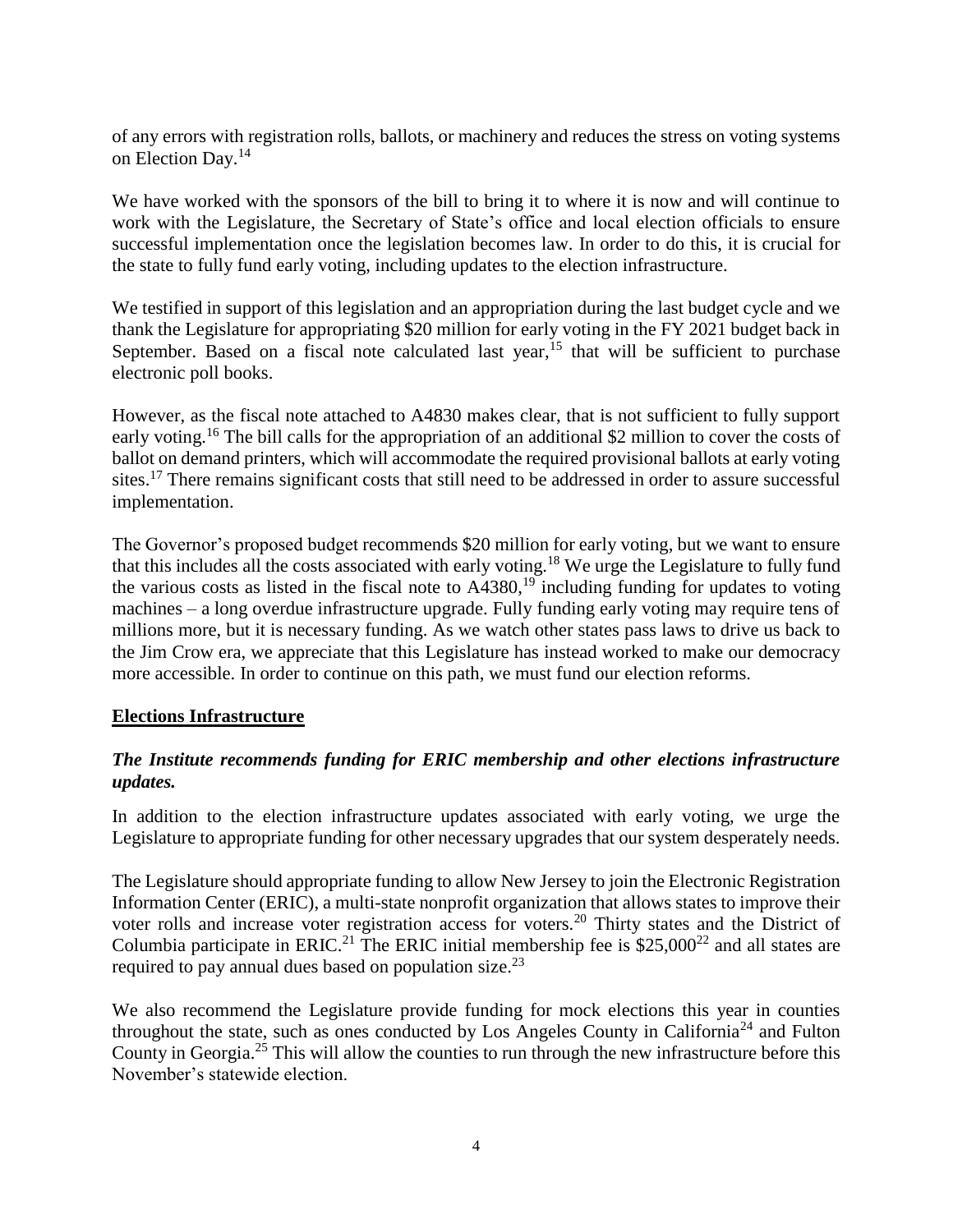of any errors with registration rolls, ballots, or machinery and reduces the stress on voting systems on Election Day.[14]

We have worked with the sponsors of the bill to bring it to where it is now and will continue to work with the Legislature, the Secretary of State's office and local election officials to ensure successful implementation once the legislation becomes law. In order to do this, it is crucial for the state to fully fund early voting, including updates to the election infrastructure.

We testified in support of this legislation and an appropriation during the last budget cycle and we thank the Legislature for appropriating $20 million for early voting in the FY 2021 budget back in September. Based on a fiscal note calculated last year,[15] that will be sufficient to purchase electronic poll books.

However, as the fiscal note attached to A4830 makes clear, that is not sufficient to fully support early voting.[16] The bill calls for the appropriation of an additional $2 million to cover the costs of ballot on demand printers, which will accommodate the required provisional ballots at early voting sites.[17] There remains significant costs that still need to be addressed in order to assure successful implementation.

The Governor's proposed budget recommends $20 million for early voting, but we want to ensure that this includes all the costs associated with early voting.[18] We urge the Legislature to fully fund the various costs as listed in the fiscal note to A4380,[19] including funding for updates to voting machines – a long overdue infrastructure upgrade. Fully funding early voting may require tens of millions more, but it is necessary funding. As we watch other states pass laws to drive us back to the Jim Crow era, we appreciate that this Legislature has instead worked to make our democracy more accessible. In order to continue on this path, we must fund our election reforms.

## Elections Infrastructure

***The Institute recommends funding for ERIC membership and other elections infrastructure updates.***

In addition to the election infrastructure updates associated with early voting, we urge the Legislature to appropriate funding for other necessary upgrades that our system desperately needs.

The Legislature should appropriate funding to allow New Jersey to join the Electronic Registration Information Center (ERIC), a multi-state nonprofit organization that allows states to improve their voter rolls and increase voter registration access for voters.[20] Thirty states and the District of Columbia participate in ERIC.[21] The ERIC initial membership fee is $25,000[22] and all states are required to pay annual dues based on population size.[23]

We also recommend the Legislature provide funding for mock elections this year in counties throughout the state, such as ones conducted by Los Angeles County in California[24] and Fulton County in Georgia.[25] This will allow the counties to run through the new infrastructure before this November's statewide election.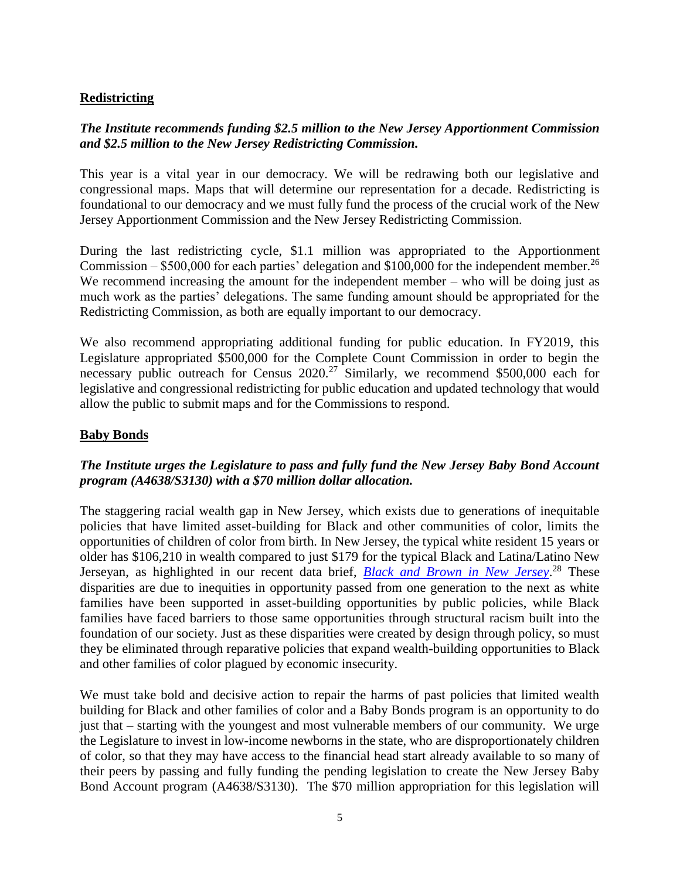**Redistricting**

***The Institute recommends funding $2.5 million to the New Jersey Apportionment Commission and $2.5 million to the New Jersey Redistricting Commission.***

This year is a vital year in our democracy. We will be redrawing both our legislative and congressional maps. Maps that will determine our representation for a decade. Redistricting is foundational to our democracy and we must fully fund the process of the crucial work of the New Jersey Apportionment Commission and the New Jersey Redistricting Commission.

During the last redistricting cycle, $1.1 million was appropriated to the Apportionment Commission – $500,000 for each parties' delegation and $100,000 for the independent member.[26] We recommend increasing the amount for the independent member – who will be doing just as much work as the parties' delegations. The same funding amount should be appropriated for the Redistricting Commission, as both are equally important to our democracy.

We also recommend appropriating additional funding for public education. In FY2019, this Legislature appropriated $500,000 for the Complete Count Commission in order to begin the necessary public outreach for Census 2020.[27] Similarly, we recommend $500,000 each for legislative and congressional redistricting for public education and updated technology that would allow the public to submit maps and for the Commissions to respond.

**Baby Bonds**

***The Institute urges the Legislature to pass and fully fund the New Jersey Baby Bond Account program (A4638/S3130) with a $70 million dollar allocation.***

The staggering racial wealth gap in New Jersey, which exists due to generations of inequitable policies that have limited asset-building for Black and other communities of color, limits the opportunities of children of color from birth. In New Jersey, the typical white resident 15 years or older has $106,210 in wealth compared to just $179 for the typical Black and Latina/Latino New Jerseyan, as highlighted in our recent data brief, *Black and Brown in New Jersey*.[28] These disparities are due to inequities in opportunity passed from one generation to the next as white families have been supported in asset-building opportunities by public policies, while Black families have faced barriers to those same opportunities through structural racism built into the foundation of our society. Just as these disparities were created by design through policy, so must they be eliminated through reparative policies that expand wealth-building opportunities to Black and other families of color plagued by economic insecurity.

We must take bold and decisive action to repair the harms of past policies that limited wealth building for Black and other families of color and a Baby Bonds program is an opportunity to do just that – starting with the youngest and most vulnerable members of our community. We urge the Legislature to invest in low-income newborns in the state, who are disproportionately children of color, so that they may have access to the financial head start already available to so many of their peers by passing and fully funding the pending legislation to create the New Jersey Baby Bond Account program (A4638/S3130). The $70 million appropriation for this legislation will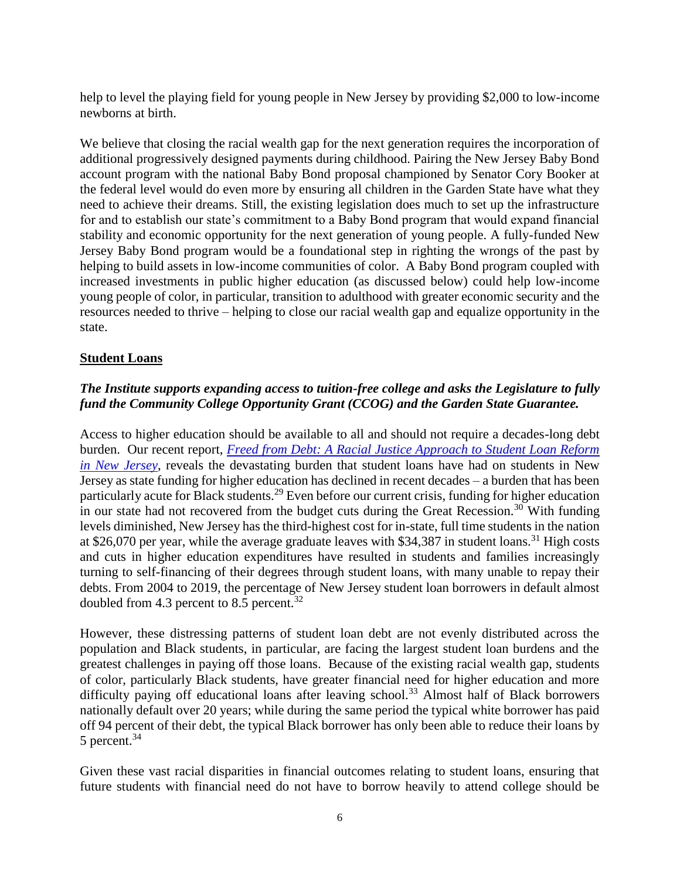help to level the playing field for young people in New Jersey by providing $2,000 to low-income newborns at birth.

We believe that closing the racial wealth gap for the next generation requires the incorporation of additional progressively designed payments during childhood. Pairing the New Jersey Baby Bond account program with the national Baby Bond proposal championed by Senator Cory Booker at the federal level would do even more by ensuring all children in the Garden State have what they need to achieve their dreams. Still, the existing legislation does much to set up the infrastructure for and to establish our state's commitment to a Baby Bond program that would expand financial stability and economic opportunity for the next generation of young people. A fully-funded New Jersey Baby Bond program would be a foundational step in righting the wrongs of the past by helping to build assets in low-income communities of color. A Baby Bond program coupled with increased investments in public higher education (as discussed below) could help low-income young people of color, in particular, transition to adulthood with greater economic security and the resources needed to thrive – helping to close our racial wealth gap and equalize opportunity in the state.

## Student Loans

***The Institute supports expanding access to tuition-free college and asks the Legislature to fully fund the Community College Opportunity Grant (CCOG) and the Garden State Guarantee.***

Access to higher education should be available to all and should not require a decades-long debt burden. Our recent report, *Freed from Debt: A Racial Justice Approach to Student Loan Reform in New Jersey*, reveals the devastating burden that student loans have had on students in New Jersey as state funding for higher education has declined in recent decades – a burden that has been particularly acute for Black students.[29] Even before our current crisis, funding for higher education in our state had not recovered from the budget cuts during the Great Recession.[30] With funding levels diminished, New Jersey has the third-highest cost for in-state, full time students in the nation at $26,070 per year, while the average graduate leaves with $34,387 in student loans.[31] High costs and cuts in higher education expenditures have resulted in students and families increasingly turning to self-financing of their degrees through student loans, with many unable to repay their debts. From 2004 to 2019, the percentage of New Jersey student loan borrowers in default almost doubled from 4.3 percent to 8.5 percent.[32]

However, these distressing patterns of student loan debt are not evenly distributed across the population and Black students, in particular, are facing the largest student loan burdens and the greatest challenges in paying off those loans. Because of the existing racial wealth gap, students of color, particularly Black students, have greater financial need for higher education and more difficulty paying off educational loans after leaving school.[33] Almost half of Black borrowers nationally default over 20 years; while during the same period the typical white borrower has paid off 94 percent of their debt, the typical Black borrower has only been able to reduce their loans by 5 percent.[34]

Given these vast racial disparities in financial outcomes relating to student loans, ensuring that future students with financial need do not have to borrow heavily to attend college should be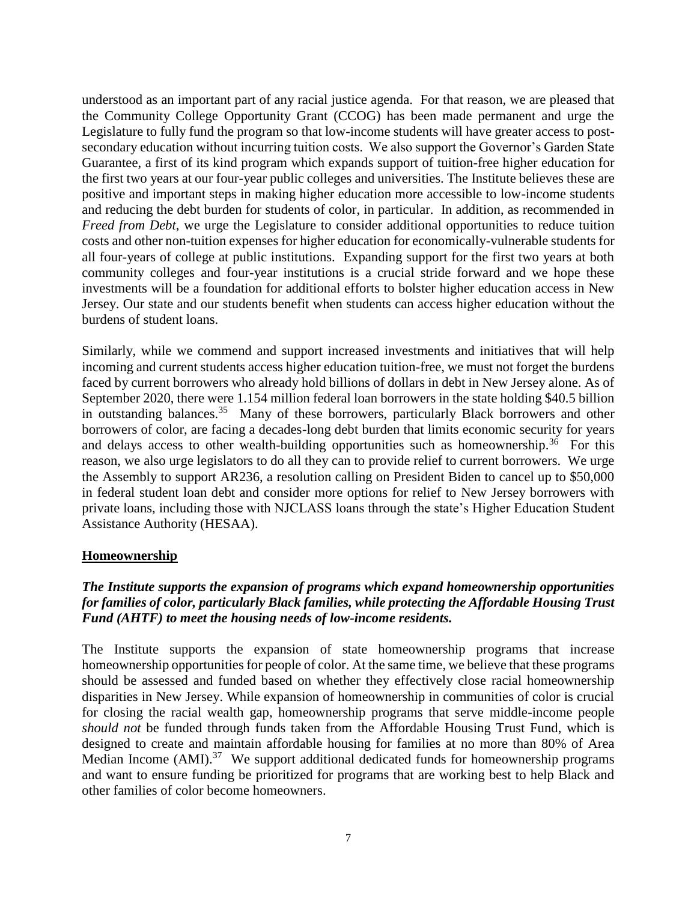understood as an important part of any racial justice agenda. For that reason, we are pleased that the Community College Opportunity Grant (CCOG) has been made permanent and urge the Legislature to fully fund the program so that low-income students will have greater access to post-secondary education without incurring tuition costs. We also support the Governor's Garden State Guarantee, a first of its kind program which expands support of tuition-free higher education for the first two years at our four-year public colleges and universities. The Institute believes these are positive and important steps in making higher education more accessible to low-income students and reducing the debt burden for students of color, in particular. In addition, as recommended in *Freed from Debt*, we urge the Legislature to consider additional opportunities to reduce tuition costs and other non-tuition expenses for higher education for economically-vulnerable students for all four-years of college at public institutions. Expanding support for the first two years at both community colleges and four-year institutions is a crucial stride forward and we hope these investments will be a foundation for additional efforts to bolster higher education access in New Jersey. Our state and our students benefit when students can access higher education without the burdens of student loans.

Similarly, while we commend and support increased investments and initiatives that will help incoming and current students access higher education tuition-free, we must not forget the burdens faced by current borrowers who already hold billions of dollars in debt in New Jersey alone. As of September 2020, there were 1.154 million federal loan borrowers in the state holding \$40.5 billion in outstanding balances.[35] Many of these borrowers, particularly Black borrowers and other borrowers of color, are facing a decades-long debt burden that limits economic security for years and delays access to other wealth-building opportunities such as homeownership.[36] For this reason, we also urge legislators to do all they can to provide relief to current borrowers. We urge the Assembly to support AR236, a resolution calling on President Biden to cancel up to \$50,000 in federal student loan debt and consider more options for relief to New Jersey borrowers with private loans, including those with NJCLASS loans through the state's Higher Education Student Assistance Authority (HESAA).

## Homeownership

***The Institute supports the expansion of programs which expand homeownership opportunities for families of color, particularly Black families, while protecting the Affordable Housing Trust Fund (AHTF) to meet the housing needs of low-income residents.***

The Institute supports the expansion of state homeownership programs that increase homeownership opportunities for people of color. At the same time, we believe that these programs should be assessed and funded based on whether they effectively close racial homeownership disparities in New Jersey. While expansion of homeownership in communities of color is crucial for closing the racial wealth gap, homeownership programs that serve middle-income people *should not* be funded through funds taken from the Affordable Housing Trust Fund, which is designed to create and maintain affordable housing for families at no more than 80% of Area Median Income (AMI).[37] We support additional dedicated funds for homeownership programs and want to ensure funding be prioritized for programs that are working best to help Black and other families of color become homeowners.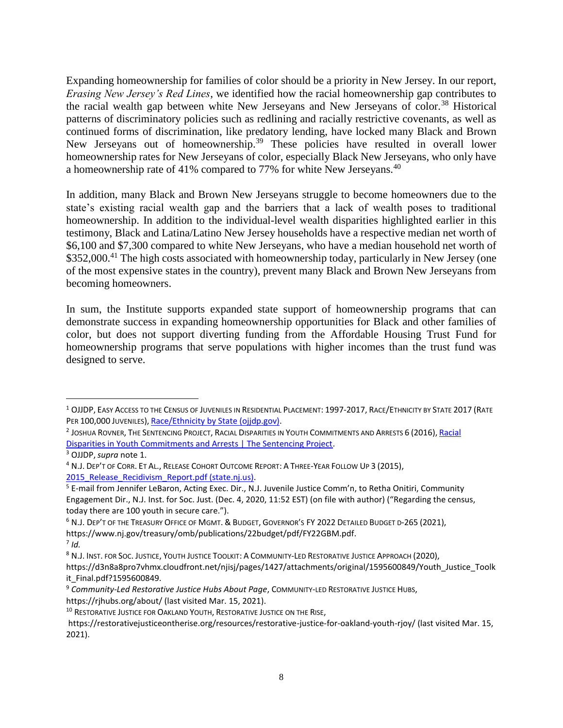Expanding homeownership for families of color should be a priority in New Jersey. In our report, *Erasing New Jersey's Red Lines*, we identified how the racial homeownership gap contributes to the racial wealth gap between white New Jerseyans and New Jerseyans of color.[38] Historical patterns of discriminatory policies such as redlining and racially restrictive covenants, as well as continued forms of discrimination, like predatory lending, have locked many Black and Brown New Jerseyans out of homeownership.[39] These policies have resulted in overall lower homeownership rates for New Jerseyans of color, especially Black New Jerseyans, who only have a homeownership rate of 41% compared to 77% for white New Jerseyans.[40]

In addition, many Black and Brown New Jerseyans struggle to become homeowners due to the state's existing racial wealth gap and the barriers that a lack of wealth poses to traditional homeownership. In addition to the individual-level wealth disparities highlighted earlier in this testimony, Black and Latina/Latino New Jersey households have a respective median net worth of $6,100 and $7,300 compared to white New Jerseyans, who have a median household net worth of $352,000.[41] The high costs associated with homeownership today, particularly in New Jersey (one of the most expensive states in the country), prevent many Black and Brown New Jerseyans from becoming homeowners.

In sum, the Institute supports expanded state support of homeownership programs that can demonstrate success in expanding homeownership opportunities for Black and other families of color, but does not support diverting funding from the Affordable Housing Trust Fund for homeownership programs that serve populations with higher incomes than the trust fund was designed to serve.

---

[1] OJJDP, EASY ACCESS TO THE CENSUS OF JUVENILES IN RESIDENTIAL PLACEMENT: 1997-2017, RACE/ETHNICITY BY STATE 2017 (RATE PER 100,000 JUVENILES), Race/Ethnicity by State (ojjdp.gov).

[2] JOSHUA ROVNER, THE SENTENCING PROJECT, RACIAL DISPARITIES IN YOUTH COMMITMENTS AND ARRESTS 6 (2016), Racial Disparities in Youth Commitments and Arrests | The Sentencing Project.

[3] OJJDP, *supra* note 1.

[4] N.J. DEP'T OF CORR. ET AL., RELEASE COHORT OUTCOME REPORT: A THREE-YEAR FOLLOW UP 3 (2015), 2015_Release_Recidivism_Report.pdf (state.nj.us).

[5] E-mail from Jennifer LeBaron, Acting Exec. Dir., N.J. Juvenile Justice Comm'n, to Retha Onitiri, Community Engagement Dir., N.J. Inst. for Soc. Just. (Dec. 4, 2020, 11:52 EST) (on file with author) ("Regarding the census, today there are 100 youth in secure care.").

[6] N.J. DEP'T OF THE TREASURY OFFICE OF MGMT. & BUDGET, GOVERNOR'S FY 2022 DETAILED BUDGET D-265 (2021), https://www.nj.gov/treasury/omb/publications/22budget/pdf/FY22GBM.pdf.

[7] *Id.*

[8] N.J. INST. FOR SOC. JUSTICE, YOUTH JUSTICE TOOLKIT: A COMMUNITY-LED RESTORATIVE JUSTICE APPROACH (2020), https://d3n8a8pro7vhmx.cloudfront.net/njisj/pages/1427/attachments/original/1595600849/Youth_Justice_Toolkit_Final.pdf?1595600849.

[9] *Community-Led Restorative Justice Hubs About Page*, COMMUNITY-LED RESTORATIVE JUSTICE HUBS, https://rjhubs.org/about/ (last visited Mar. 15, 2021).

[10] RESTORATIVE JUSTICE FOR OAKLAND YOUTH, RESTORATIVE JUSTICE ON THE RISE, https://restorativejusticeontherise.org/resources/restorative-justice-for-oakland-youth-rjoy/ (last visited Mar. 15, 2021).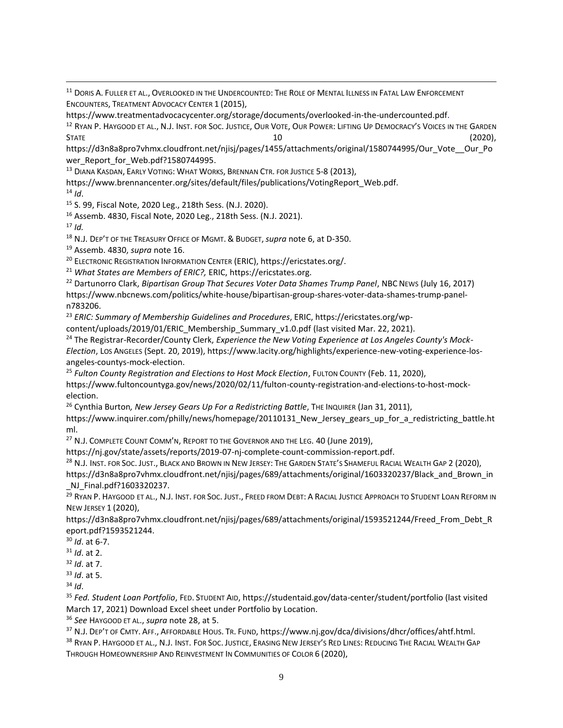[11] Doris A. Fuller et al., Overlooked in the Undercounted: The Role of Mental Illness in Fatal Law Enforcement Encounters, Treatment Advocacy Center 1 (2015), https://www.treatmentadvocacycenter.org/storage/documents/overlooked-in-the-undercounted.pdf.

[12] Ryan P. Haygood et al., N.J. Inst. for Soc. Justice, Our Vote, Our Power: Lifting Up Democracy's Voices in the Garden State 10 (2020), https://d3n8a8pro7vhmx.cloudfront.net/njisj/pages/1455/attachments/original/1580744995/Our_Vote__Our_Power_Report_for_Web.pdf?1580744995.

[13] Diana Kasdan, Early Voting: What Works, Brennan Ctr. for Justice 5-8 (2013), https://www.brennancenter.org/sites/default/files/publications/VotingReport_Web.pdf.

[14] *Id*.

[15] S. 99, Fiscal Note, 2020 Leg., 218th Sess. (N.J. 2020).

[16] Assemb. 4830, Fiscal Note, 2020 Leg., 218th Sess. (N.J. 2021).

[17] *Id.*

[18] N.J. Dep't of the Treasury Office of Mgmt. & Budget, *supra* note 6, at D-350.

[19] Assemb. 4830, *supra* note 16.

[20] Electronic Registration Information Center (ERIC), https://ericstates.org/.

[21] *What States are Members of ERIC?,* ERIC, https://ericstates.org.

[22] Dartunorro Clark, *Bipartisan Group That Secures Voter Data Shames Trump Panel*, NBC News (July 16, 2017) https://www.nbcnews.com/politics/white-house/bipartisan-group-shares-voter-data-shames-trump-panel-n783206.

[23] *ERIC: Summary of Membership Guidelines and Procedures*, ERIC, https://ericstates.org/wp-content/uploads/2019/01/ERIC_Membership_Summary_v1.0.pdf (last visited Mar. 22, 2021).

[24] The Registrar-Recorder/County Clerk, *Experience the New Voting Experience at Los Angeles County's Mock-Election*, Los Angeles (Sept. 20, 2019), https://www.lacity.org/highlights/experience-new-voting-experience-los-angeles-countys-mock-election.

[25] *Fulton County Registration and Elections to Host Mock Election*, Fulton County (Feb. 11, 2020), https://www.fultoncountyga.gov/news/2020/02/11/fulton-county-registration-and-elections-to-host-mock-election.

[26] Cynthia Burton*, New Jersey Gears Up For a Redistricting Battle*, The Inquirer (Jan 31, 2011), https://www.inquirer.com/philly/news/homepage/20110131_New_Jersey_gears_up_for_a_redistricting_battle.html.

[27] N.J. Complete Count Comm'n, Report to the Governor and the Leg. 40 (June 2019), https://nj.gov/state/assets/reports/2019-07-nj-complete-count-commission-report.pdf.

[28] N.J. Inst. for Soc. Just., Black and Brown in New Jersey: The Garden State's Shameful Racial Wealth Gap 2 (2020), https://d3n8a8pro7vhmx.cloudfront.net/njisj/pages/689/attachments/original/1603320237/Black_and_Brown_in_NJ_Final.pdf?1603320237.

[29] Ryan P. Haygood et al., N.J. Inst. for Soc. Just., Freed from Debt: A Racial Justice Approach to Student Loan Reform in New Jersey 1 (2020), https://d3n8a8pro7vhmx.cloudfront.net/njisj/pages/689/attachments/original/1593521244/Freed_From_Debt_Report.pdf?1593521244.

[30] *Id*. at 6-7.

[31] *Id*. at 2.

[32] *Id*. at 7.

[33] *Id*. at 5.

[34] *Id*.

[35] *Fed. Student Loan Portfolio*, Fed. Student Aid, https://studentaid.gov/data-center/student/portfolio (last visited March 17, 2021) Download Excel sheet under Portfolio by Location.

[36] *See* Haygood et al., *supra* note 28, at 5.

[37] N.J. Dep't of Cmty. Aff., Affordable Hous. Tr. Fund, https://www.nj.gov/dca/divisions/dhcr/offices/ahtf.html.

[38] Ryan P. Haygood et al., N.J. Inst. For Soc. Justice, Erasing New Jersey's Red Lines: Reducing The Racial Wealth Gap Through Homeownership And Reinvestment In Communities of Color 6 (2020),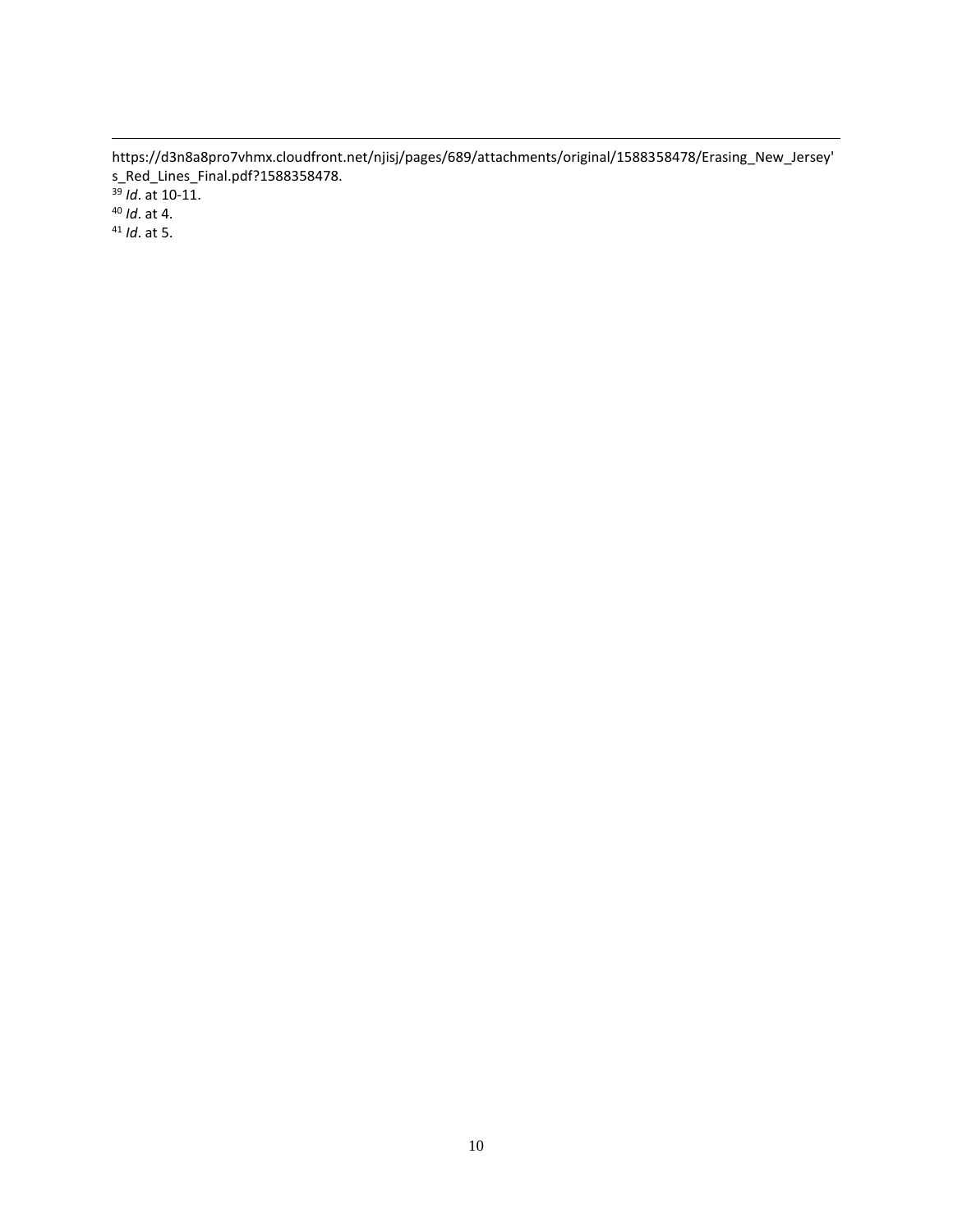https://d3n8a8pro7vhmx.cloudfront.net/njisj/pages/689/attachments/original/1588358478/Erasing_New_Jersey's_Red_Lines_Final.pdf?1588358478.

[39] *Id*. at 10-11.

[40] *Id*. at 4.

[41] *Id*. at 5.